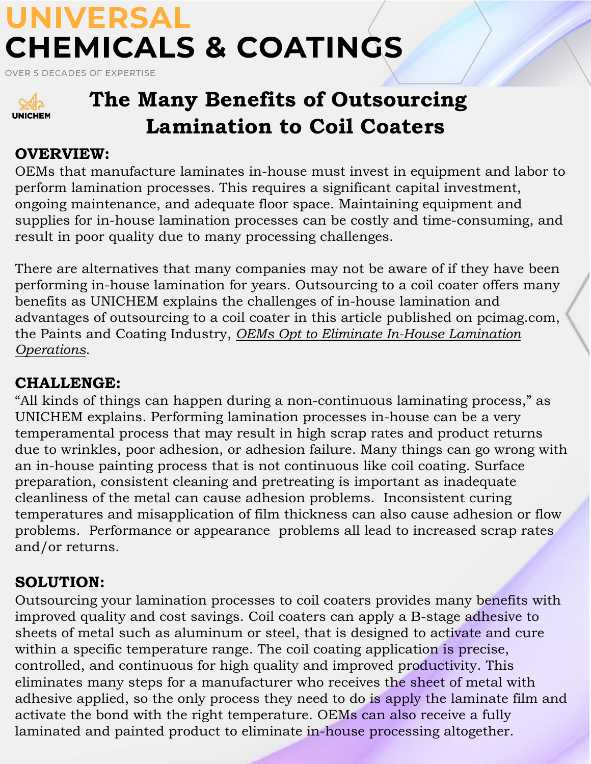# UNIVERSAL CHEMICALS & COATINGS

OVER 5 DECADES OF EXPERTISE

UNICHEM

## The Many Benefits of Outsourcing Lamination to Coil Coaters

### OVERVIEW:

OEMs that manufacture laminates in-house must invest in equipment and labor to perform lamination processes. This requires a significant capital investment, ongoing maintenance, and adequate floor space. Maintaining equipment and supplies for in-house lamination processes can be costly and time-consuming, and result in poor quality due to many processing challenges.

There are alternatives that many companies may not be aware of if they have been performing in-house lamination for years. Outsourcing to a coil coater offers many benefits as UNICHEM explains the challenges of in-house lamination and advantages of outsourcing to a coil coater in this article published on pcimag.com, the Paints and Coating Industry, *OEMs Opt to Eliminate In-House Lamination Operations*.

### CHALLENGE:

"All kinds of things can happen during a non-continuous laminating process," as UNICHEM explains. Performing lamination processes in-house can be a very temperamental process that may result in high scrap rates and product returns due to wrinkles, poor adhesion, or adhesion failure. Many things can go wrong with an in-house painting process that is not continuous like coil coating. Surface preparation, consistent cleaning and pretreating is important as inadequate cleanliness of the metal can cause adhesion problems. Inconsistent curing temperatures and misapplication of film thickness can also cause adhesion or flow problems. Performance or appearance problems all lead to increased scrap rates and/or returns.

### SOLUTION:

Outsourcing your lamination processes to coil coaters provides many benefits with improved quality and cost savings. Coil coaters can apply a B-stage adhesive to sheets of metal such as aluminum or steel, that is designed to activate and cure within a specific temperature range. The coil coating application is precise, controlled, and continuous for high quality and improved productivity. This eliminates many steps for a manufacturer who receives the sheet of metal with adhesive applied, so the only process they need to do is apply the laminate film and activate the bond with the right temperature. OEMs can also receive a fully laminated and painted product to eliminate in-house processing altogether.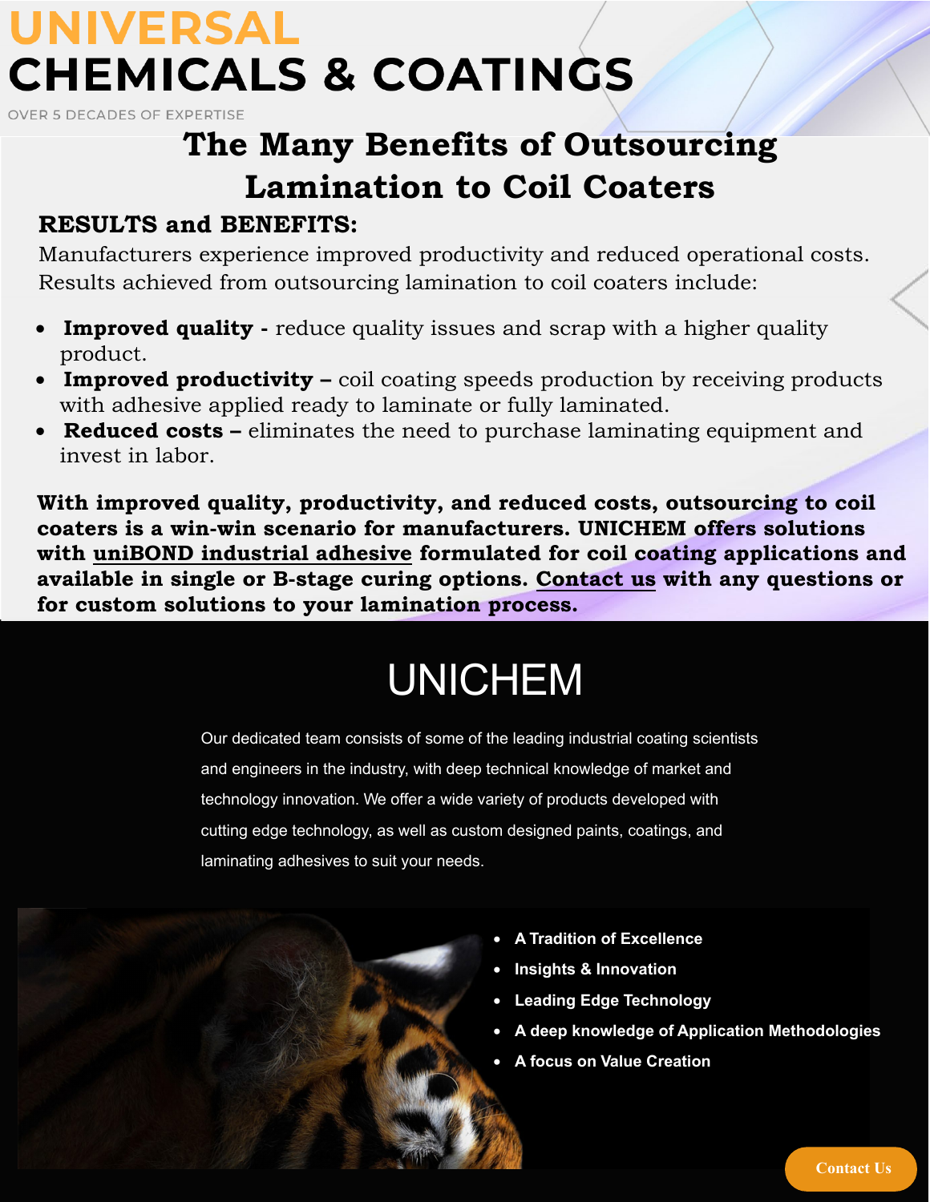**UNIVERSAL**

# CHEMICALS & COATINGS

OVER 5 DECADES OF EXPERTISE

## The Many Benefits of Outsourcing Lamination to Coil Coaters

### RESULTS and BENEFITS:

Manufacturers experience improved productivity and reduced operational costs. Results achieved from outsourcing lamination to coil coaters include:

- **Improved quality -** reduce quality issues and scrap with a higher quality product.
- **Improved productivity –** coil coating speeds production by receiving products with adhesive applied ready to laminate or fully laminated.
- **Reduced costs –** eliminates the need to purchase laminating equipment and invest in labor.

**With improved quality, productivity, and reduced costs, outsourcing to coil coaters is a win-win scenario for manufacturers. UNICHEM offers solutions with uniBOND industrial adhesive formulated for coil coating applications and available in single or B-stage curing options. Contact us with any questions or for custom solutions to your lamination process.**

## UNICHEM

Our dedicated team consists of some of the leading industrial coating scientists and engineers in the industry, with deep technical knowledge of market and technology innovation. We offer a wide variety of products developed with cutting edge technology, as well as custom designed paints, coatings, and laminating adhesives to suit your needs.

- **A Tradition of Excellence**
- **Insights & Innovation**
- **Leading Edge Technology**
- **A deep knowledge of Application Methodologies**
- **A focus on Value Creation**

Contact Us